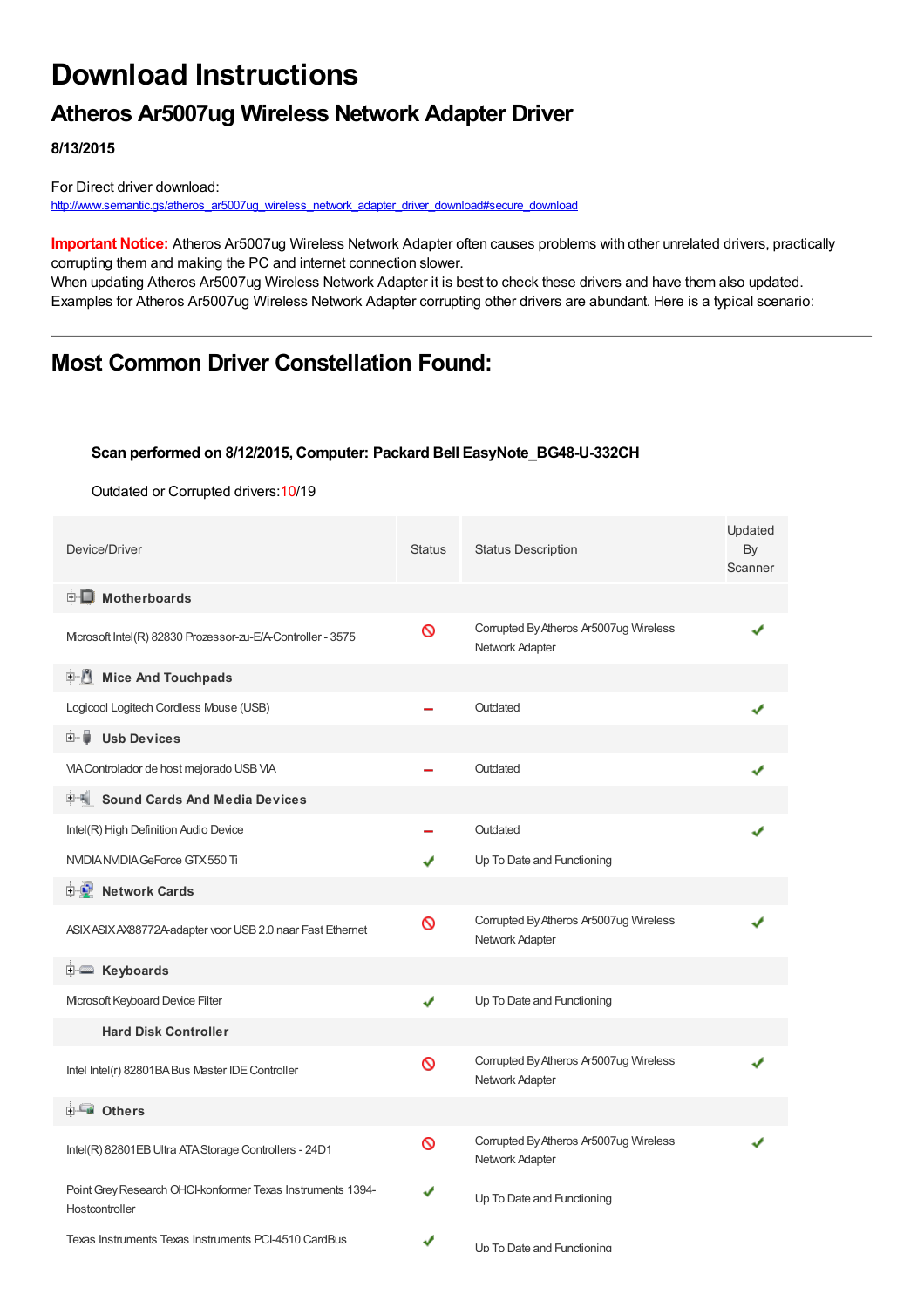# Download Instructions

## Atheros Ar5007ug Wireless Network Adapter Driver

**8/13/2015**

For Direct driver download:
http://www.semantic.gs/atheros_ar5007ug_wireless_network_adapter_driver_download#secure_download

**Important Notice:** Atheros Ar5007ug Wireless Network Adapter often causes problems with other unrelated drivers, practically corrupting them and making the PC and internet connection slower.
When updating Atheros Ar5007ug Wireless Network Adapter it is best to check these drivers and have them also updated. Examples for Atheros Ar5007ug Wireless Network Adapter corrupting other drivers are abundant. Here is a typical scenario:

---

## Most Common Driver Constellation Found:

**Scan performed on 8/12/2015, Computer: Packard Bell EasyNote_BG48-U-332CH**

Outdated or Corrupted drivers:10/19

| Device/Driver | Status | Status Description | Updated By Scanner |
|---|---|---|---|
| **Motherboards** | | | |
| Microsoft Intel(R) 82830 Prozessor-zu-E/A-Controller - 3575 | ⦸ | Corrupted By Atheros Ar5007ug Wireless Network Adapter | ✔ |
| **Mice And Touchpads** | | | |
| Logicool Logitech Cordless Mouse (USB) | – | Outdated | ✔ |
| **Usb Devices** | | | |
| VIA Controlador de host mejorado USB VIA | – | Outdated | ✔ |
| **Sound Cards And Media Devices** | | | |
| Intel(R) High Definition Audio Device | – | Outdated | ✔ |
| NVIDIA NVIDIA GeForce GTX 550 Ti | ✔ | Up To Date and Functioning | |
| **Network Cards** | | | |
| ASIX ASIX AX88772A-adapter voor USB 2.0 naar Fast Ethernet | ⦸ | Corrupted By Atheros Ar5007ug Wireless Network Adapter | ✔ |
| **Keyboards** | | | |
| Microsoft Keyboard Device Filter | ✔ | Up To Date and Functioning | |
| **Hard Disk Controller** | | | |
| Intel Intel(r) 82801BA Bus Master IDE Controller | ⦸ | Corrupted By Atheros Ar5007ug Wireless Network Adapter | ✔ |
| **Others** | | | |
| Intel(R) 82801EB Ultra ATA Storage Controllers - 24D1 | ⦸ | Corrupted By Atheros Ar5007ug Wireless Network Adapter | ✔ |
| Point Grey Research OHCI-konformer Texas Instruments 1394-Hostcontroller | ✔ | Up To Date and Functioning | |
| Texas Instruments Texas Instruments PCI-4510 CardBus | ✔ | Up To Date and Functioning | |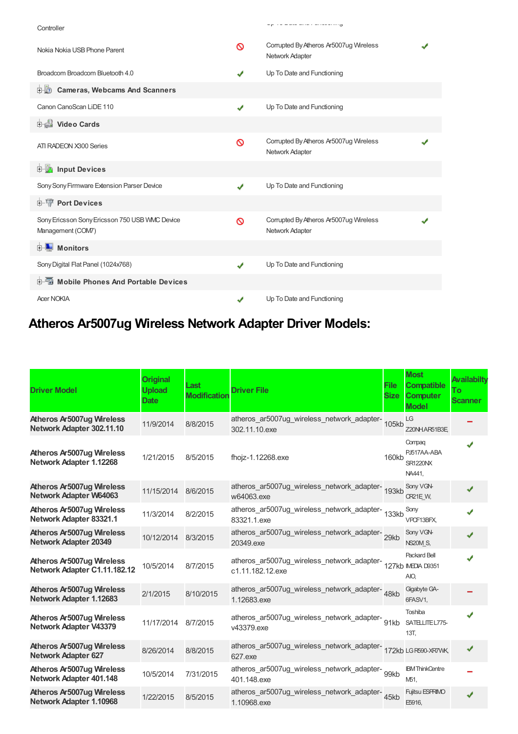| | | | |
|---|---|---|---|
| Controller | | Up To Date and Functioning | |
| Nokia Nokia USB Phone Parent | 🚫 | Corrupted By Atheros Ar5007ug Wireless Network Adapter | ✔ |
| Broadcom Broadcom Bluetooth 4.0 | ✔ | Up To Date and Functioning | |
| **Cameras, Webcams And Scanners** | | | |
| Canon CanoScan LiDE 110 | ✔ | Up To Date and Functioning | |
| **Video Cards** | | | |
| ATI RADEON X300 Series | 🚫 | Corrupted By Atheros Ar5007ug Wireless Network Adapter | ✔ |
| **Input Devices** | | | |
| Sony Sony Firmware Extension Parser Device | ✔ | Up To Date and Functioning | |
| **Port Devices** | | | |
| Sony Ericsson Sony Ericsson 750 USB WMC Device Management (COM7) | 🚫 | Corrupted By Atheros Ar5007ug Wireless Network Adapter | ✔ |
| **Monitors** | | | |
| Sony Digital Flat Panel (1024x768) | ✔ | Up To Date and Functioning | |
| **Mobile Phones And Portable Devices** | | | |
| Acer NOKIA | ✔ | Up To Date and Functioning | |

## Atheros Ar5007ug Wireless Network Adapter Driver Models:

| Driver Model | Original Upload Date | Last Modification | Driver File | File Size | Most Compatible Computer Model | Availabilty To Scanner |
|---|---|---|---|---|---|---|
| **Atheros Ar5007ug Wireless Network Adapter 302.11.10** | 11/9/2014 | 8/8/2015 | atheros_ar5007ug_wireless_network_adapter-302.11.10.exe | 105kb | LG Z20NH.AR51B3E, | – |
| **Atheros Ar5007ug Wireless Network Adapter 1.12268** | 1/21/2015 | 8/5/2015 | fhojz-1.12268.exe | 160kb | Compaq PJ517AA-ABA SR1220NX NA441, | ✔ |
| **Atheros Ar5007ug Wireless Network Adapter W64063** | 11/15/2014 | 8/6/2015 | atheros_ar5007ug_wireless_network_adapter-w64063.exe | 193kb | Sony VGN-CR21E_W, | ✔ |
| **Atheros Ar5007ug Wireless Network Adapter 83321.1** | 11/3/2014 | 8/2/2015 | atheros_ar5007ug_wireless_network_adapter-83321.1.exe | 133kb | Sony VPCF13BFX, | ✔ |
| **Atheros Ar5007ug Wireless Network Adapter 20349** | 10/12/2014 | 8/3/2015 | atheros_ar5007ug_wireless_network_adapter-20349.exe | 29kb | Sony VGN-NS20M_S, | ✔ |
| **Atheros Ar5007ug Wireless Network Adapter C1.11.182.12** | 10/5/2014 | 8/7/2015 | atheros_ar5007ug_wireless_network_adapter-c1.11.182.12.exe | 127kb | Packard Bell IMEDIA D9351 AIO, | ✔ |
| **Atheros Ar5007ug Wireless Network Adapter 1.12683** | 2/1/2015 | 8/10/2015 | atheros_ar5007ug_wireless_network_adapter-1.12683.exe | 48kb | Gigabyte GA-6FASV1, | – |
| **Atheros Ar5007ug Wireless Network Adapter V43379** | 11/17/2014 | 8/7/2015 | atheros_ar5007ug_wireless_network_adapter-v43379.exe | 91kb | Toshiba SATELLITE L775-13T, | ✔ |
| **Atheros Ar5007ug Wireless Network Adapter 627** | 8/26/2014 | 8/8/2015 | atheros_ar5007ug_wireless_network_adapter-627.exe | 172kb | LG R590-XR7WK, | ✔ |
| **Atheros Ar5007ug Wireless Network Adapter 401.148** | 10/5/2014 | 7/31/2015 | atheros_ar5007ug_wireless_network_adapter-401.148.exe | 99kb | IBM ThinkCentre M51, | – |
| **Atheros Ar5007ug Wireless Network Adapter 1.10968** | 1/22/2015 | 8/5/2015 | atheros_ar5007ug_wireless_network_adapter-1.10968.exe | 45kb | Fujitsu ESPRIMO E5916, | ✔ |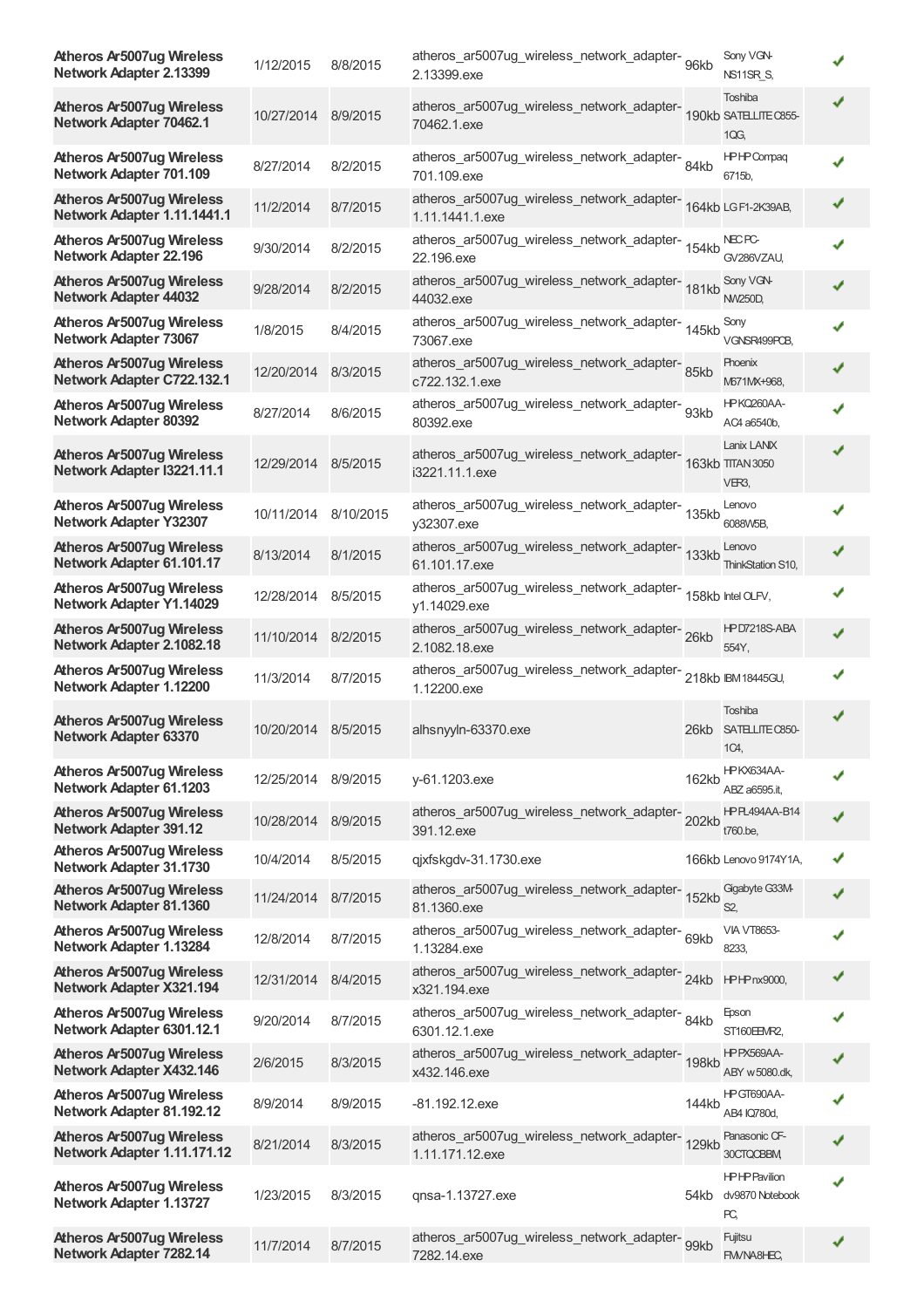| | | | | | | |
|---|---|---|---|---|---|---|
| **Atheros Ar5007ug Wireless Network Adapter 2.13399** | 1/12/2015 | 8/8/2015 | atheros_ar5007ug_wireless_network_adapter-2.13399.exe | 96kb | Sony VGN-NS11SR_S, | ✔ |
| **Atheros Ar5007ug Wireless Network Adapter 70462.1** | 10/27/2014 | 8/9/2015 | atheros_ar5007ug_wireless_network_adapter-70462.1.exe | 190kb | Toshiba SATELLITE C855-1QG, | ✔ |
| **Atheros Ar5007ug Wireless Network Adapter 701.109** | 8/27/2014 | 8/2/2015 | atheros_ar5007ug_wireless_network_adapter-701.109.exe | 84kb | HP HP Compaq 6715b, | ✔ |
| **Atheros Ar5007ug Wireless Network Adapter 1.11.1441.1** | 11/2/2014 | 8/7/2015 | atheros_ar5007ug_wireless_network_adapter-1.11.1441.1.exe | 164kb | LG F1-2K39AB, | ✔ |
| **Atheros Ar5007ug Wireless Network Adapter 22.196** | 9/30/2014 | 8/2/2015 | atheros_ar5007ug_wireless_network_adapter-22.196.exe | 154kb | NEC PC-GV286VZAU, | ✔ |
| **Atheros Ar5007ug Wireless Network Adapter 44032** | 9/28/2014 | 8/2/2015 | atheros_ar5007ug_wireless_network_adapter-44032.exe | 181kb | Sony VGN-NW250D, | ✔ |
| **Atheros Ar5007ug Wireless Network Adapter 73067** | 1/8/2015 | 8/4/2015 | atheros_ar5007ug_wireless_network_adapter-73067.exe | 145kb | Sony VGNSR499PCB, | ✔ |
| **Atheros Ar5007ug Wireless Network Adapter C722.132.1** | 12/20/2014 | 8/3/2015 | atheros_ar5007ug_wireless_network_adapter-c722.132.1.exe | 85kb | Phoenix M671MX+968, | ✔ |
| **Atheros Ar5007ug Wireless Network Adapter 80392** | 8/27/2014 | 8/6/2015 | atheros_ar5007ug_wireless_network_adapter-80392.exe | 93kb | HP KQ260AA-AC4 a6540b, | ✔ |
| **Atheros Ar5007ug Wireless Network Adapter I3221.11.1** | 12/29/2014 | 8/5/2015 | atheros_ar5007ug_wireless_network_adapter-i3221.11.1.exe | 163kb | Lanix LANIX TITAN 3050 VER3, | ✔ |
| **Atheros Ar5007ug Wireless Network Adapter Y32307** | 10/11/2014 | 8/10/2015 | atheros_ar5007ug_wireless_network_adapter-y32307.exe | 135kb | Lenovo 6088W5B, | ✔ |
| **Atheros Ar5007ug Wireless Network Adapter 61.101.17** | 8/13/2014 | 8/1/2015 | atheros_ar5007ug_wireless_network_adapter-61.101.17.exe | 133kb | Lenovo ThinkStation S10, | ✔ |
| **Atheros Ar5007ug Wireless Network Adapter Y1.14029** | 12/28/2014 | 8/5/2015 | atheros_ar5007ug_wireless_network_adapter-y1.14029.exe | 158kb | Intel OLFV, | ✔ |
| **Atheros Ar5007ug Wireless Network Adapter 2.1082.18** | 11/10/2014 | 8/2/2015 | atheros_ar5007ug_wireless_network_adapter-2.1082.18.exe | 26kb | HP D7218S-ABA 554Y, | ✔ |
| **Atheros Ar5007ug Wireless Network Adapter 1.12200** | 11/3/2014 | 8/7/2015 | atheros_ar5007ug_wireless_network_adapter-1.12200.exe | 218kb | IBM 18445GU, | ✔ |
| **Atheros Ar5007ug Wireless Network Adapter 63370** | 10/20/2014 | 8/5/2015 | alhsnyyln-63370.exe | 26kb | Toshiba SATELLITE C850-1C4, | ✔ |
| **Atheros Ar5007ug Wireless Network Adapter 61.1203** | 12/25/2014 | 8/9/2015 | y-61.1203.exe | 162kb | HP KX634AA-ABZ a6595.it, | ✔ |
| **Atheros Ar5007ug Wireless Network Adapter 391.12** | 10/28/2014 | 8/9/2015 | atheros_ar5007ug_wireless_network_adapter-391.12.exe | 202kb | HP FL494AA-B14 t760.be, | ✔ |
| **Atheros Ar5007ug Wireless Network Adapter 31.1730** | 10/4/2014 | 8/5/2015 | qjxfskgdv-31.1730.exe | 166kb | Lenovo 9174Y1A, | ✔ |
| **Atheros Ar5007ug Wireless Network Adapter 81.1360** | 11/24/2014 | 8/7/2015 | atheros_ar5007ug_wireless_network_adapter-81.1360.exe | 152kb | Gigabyte G33M-S2, | ✔ |
| **Atheros Ar5007ug Wireless Network Adapter 1.13284** | 12/8/2014 | 8/7/2015 | atheros_ar5007ug_wireless_network_adapter-1.13284.exe | 69kb | VIA VT8653-8233, | ✔ |
| **Atheros Ar5007ug Wireless Network Adapter X321.194** | 12/31/2014 | 8/4/2015 | atheros_ar5007ug_wireless_network_adapter-x321.194.exe | 24kb | HP HP nx9000, | ✔ |
| **Atheros Ar5007ug Wireless Network Adapter 6301.12.1** | 9/20/2014 | 8/7/2015 | atheros_ar5007ug_wireless_network_adapter-6301.12.1.exe | 84kb | Epson ST160EEMR2, | ✔ |
| **Atheros Ar5007ug Wireless Network Adapter X432.146** | 2/6/2015 | 8/3/2015 | atheros_ar5007ug_wireless_network_adapter-x432.146.exe | 198kb | HP PX569AA-ABY w5080.dk, | ✔ |
| **Atheros Ar5007ug Wireless Network Adapter 81.192.12** | 8/9/2014 | 8/9/2015 | -81.192.12.exe | 144kb | HP GT690AA-AB4 IQ780d, | ✔ |
| **Atheros Ar5007ug Wireless Network Adapter 1.11.171.12** | 8/21/2014 | 8/3/2015 | atheros_ar5007ug_wireless_network_adapter-1.11.171.12.exe | 129kb | Panasonic CF-30CTQCBBM, | ✔ |
| **Atheros Ar5007ug Wireless Network Adapter 1.13727** | 1/23/2015 | 8/3/2015 | qnsa-1.13727.exe | 54kb | HP HP Pavilion dv9870 Notebook PC, | ✔ |
| **Atheros Ar5007ug Wireless Network Adapter 7282.14** | 11/7/2014 | 8/7/2015 | atheros_ar5007ug_wireless_network_adapter-7282.14.exe | 99kb | Fujitsu FMVNA8HEC, | ✔ |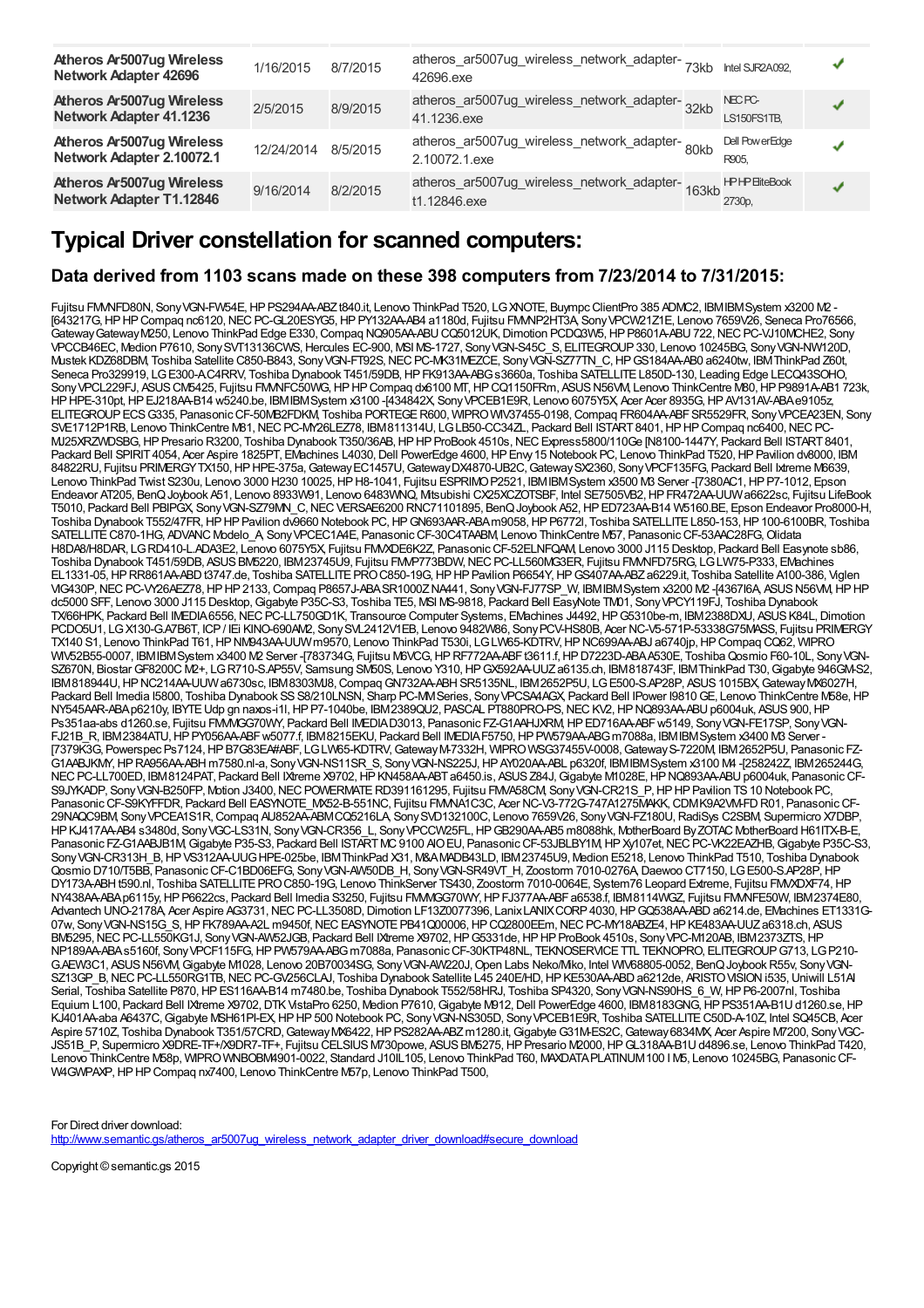| | | | | | | |
|---|---|---|---|---|---|---|
| **Atheros Ar5007ug Wireless Network Adapter 42696** | 1/16/2015 | 8/7/2015 | atheros_ar5007ug_wireless_network_adapter-42696.exe | 73kb | Intel SJR2A092, | ✔ |
| **Atheros Ar5007ug Wireless Network Adapter 41.1236** | 2/5/2015 | 8/9/2015 | atheros_ar5007ug_wireless_network_adapter-41.1236.exe | 32kb | NEC PC-LS150FS1TB, | ✔ |
| **Atheros Ar5007ug Wireless Network Adapter 2.10072.1** | 12/24/2014 | 8/5/2015 | atheros_ar5007ug_wireless_network_adapter-2.10072.1.exe | 80kb | Dell PowerEdge R905, | ✔ |
| **Atheros Ar5007ug Wireless Network Adapter T1.12846** | 9/16/2014 | 8/2/2015 | atheros_ar5007ug_wireless_network_adapter-t1.12846.exe | 163kb | HP HP EliteBook 2730p, | ✔ |

## Typical Driver constellation for scanned computers:

### Data derived from 1103 scans made on these 398 computers from 7/23/2014 to 7/31/2015:

Fujitsu FMVNFD80N, Sony VGN-FW54E, HP PS294AA-ABZ t840.it, Lenovo ThinkPad T520, LG XNOTE, Buympc ClientPro 385 ADMC2, IBM IBM System x3200 M2 -[643217G, HP HP Compaq nc6120, NEC PC-GL20ESYG5, HP PY132AA-AB4 a1180d, Fujitsu FMVNP2HT3A, Sony VPCW21Z1E, Lenovo 7659V26, Seneca Pro76566, Gateway Gateway M250, Lenovo ThinkPad Edge E330, Compaq NQ905AA-ABU CQ5012UK, Dimotion PCDQ3W5, HP P8601A-ABU 722, NEC PC-VJ10MCHE2, Sony VPCCB46EC, Medion P7610, Sony SVT13136CWS, Hercules EC-900, MSI MS-1727, Sony VGN-S45C_S, ELITEGROUP 330, Lenovo 10245BG, Sony VGN-NW120D, Mustek KDZ68DBM, Toshiba Satellite C850-B843, Sony VGN-FT92S, NEC PC-MK31MEZCE, Sony VGN-SZ77TN_C, HP GS184AA-AB0 a6240tw, IBM ThinkPad Z60t, Seneca Pro329919, LG E300-A.C4RRV, Toshiba Dynabook T451/59DB, HP FK913AA-ABG s3660a, Toshiba SATELLITE L850D-130, Leading Edge LECQ43SOHO, Sony VPCL229FJ, ASUS CM5425, Fujitsu FMVNFC50WG, HP HP Compaq dx6100 MT, HP CQ1150FRm, ASUS N56VM, Lenovo ThinkCentre M80, HP P9891A-AB1 723k, HP HPE-310pt, HP EJ218AA-B14 w5240.be, IBM IBM System x3100 -[434842X, Sony VPCEB1E9R, Lenovo 6075Y5X, Acer Acer 8935G, HP AV131AV-ABA e9105z, ELITEGROUP ECS G335, Panasonic CF-50MB2FDKM, Toshiba PORTEGE R600, WIPRO WIV37455-0198, Compaq FR604AA-ABF SR5529FR, Sony VPCEA23EN, Sony SVE1712P1RB, Lenovo ThinkCentre M81, NEC PC-MY26LEZ78, IBM 811314U, LG LB50-CC34ZL, Packard Bell ISTART 8401, HP HP Compaq nc6400, NEC PC-MJ25XRZWDSBG, HP Presario R3200, Toshiba Dynabook T350/36AB, HP HP ProBook 4510s, NEC Express5800/110Ge [N8100-1447Y, Packard Bell ISTART 8401, Packard Bell SPIRIT 4054, Acer Aspire 1825PT, EMachines L4030, Dell PowerEdge 4600, HP Envy 15 Notebook PC, Lenovo ThinkPad T520, HP Pavilion dv8000, IBM 84822RU, Fujitsu PRIMERGY TX150, HP HPE-375a, Gateway EC1457U, Gateway DX4870-UB2C, Gateway SX2360, Sony VPCF135FG, Packard Bell Ixtreme M5639, Lenovo ThinkPad Twist S230u, Lenovo 3000 H230 10025, HP H8-1041, Fujitsu ESPRIMO P2521, IBM IBM System x3500 M3 Server -[7380AC1, HP P7-1012, Epson Endeavor AT205, BenQ Joybook A51, Lenovo 8933W91, Lenovo 6483WNQ, Mitsubishi CX25XCZOTSBF, Intel SE7505VB2, HP FR472AA-UUW a6622sc, Fujitsu LifeBook T5010, Packard Bell PBIPGX, Sony VGN-SZ79MN_C, NEC VERSAE6200 RNC71101895, BenQ Joybook A52, HP ED723AA-B14 W5160.BE, Epson Endeavor Pro8000-H, Toshiba Dynabook T552/47FR, HP HP Pavilion dv9660 Notebook PC, HP GN693AAR-ABA m9058, HP P6772l, Toshiba SATELLITE L850-153, HP 100-6100BR, Toshiba SATELLITE C870-1HG, ADVANC Modelo_A, Sony VPCEC1A4E, Panasonic CF-30C4TAABM, Lenovo ThinkCentre M57, Panasonic CF-53AAC28FG, Olidata H8DA8/H8DAR, LG RD410-L.ADA3E2, Lenovo 6075Y5X, Fujitsu FMVXDE6K2Z, Panasonic CF-52ELNFQAM, Lenovo 3000 J115 Desktop, Packard Bell Easynote sb86, Toshiba Dynabook T451/59DB, ASUS BM5220, IBM 23745U9, Fujitsu FMVP773BDW, NEC PC-LL560MG3ER, Fujitsu FMVNFD75RG, LG LW75-P333, EMachines EL1331-05, HP RR861AA-ABD t3747.de, Toshiba SATELLITE PRO C850-19G, HP HP Pavilion P6654Y, HP GS407AA-ABZ a6229.it, Toshiba Satellite A100-386, Viglen VIG430P, NEC PC-VY26AEZ78, HP HP 2133, Compaq P8657J-ABA SR1000Z NA441, Sony VGN-FJ77SP_W, IBM IBM System x3200 M2 -[4367I6A, ASUS N56VM, HP HP dc5000 SFF, Lenovo 3000 J115 Desktop, Gigabyte P35C-S3, Toshiba TE5, MSI MS-9818, Packard Bell EasyNote TM01, Sony VPCY119FJ, Toshiba Dynabook TX/66HPK, Packard Bell IMEDIA6556, NEC PC-LL750GD1K, Transource Computer Systems, EMachines J4492, HP G5310be-m, IBM 2388DXU, ASUS K84L, Dimotion PCDO5U1, LG X130-G.A7B6T, ICP / IEi KINO-690AM2, Sony SVL2412V1EB, Lenovo 9482W86, Sony PCV-HS80B, Acer NC-V5-571P-53338G75MASS, Fujitsu PRIMERGY TX140 S1, Lenovo ThinkPad T61, HP NM943AA-UUW m9570, Lenovo ThinkPad T530i, LG LW65-KDTRV, HP NC699AA-ABJ a6740jp, HP Compaq CQ62, WIPRO WIV52B55-0007, IBM IBM System x3400 M2 Server -[783734G, Fujitsu M6VCG, HP RF772AA-ABF t3611.f, HP D7223D-ABA A530E, Toshiba Qosmio F60-10L, Sony VGN-SZ670N, Biostar GF8200C M2+, LG R710-S.AP55V, Samsung SM50S, Lenovo Y310, HP GX592AA-UUZ a6135.ch, IBM 818743F, IBM ThinkPad T30, Gigabyte 946GM-S2, IBM 818944U, HP NC214AA-UUW a6730sc, IBM 8303MJ8, Compaq GN732AA-ABH SR5135NL, IBM 2652P5U, LG E500-S.AP28P, ASUS 1015BX, Gateway MX6027H, Packard Bell Imedia I5800, Toshiba Dynabook SS S8/210LNSN, Sharp PC-MM Series, Sony VPCSA4AGX, Packard Bell IPower I9810 GE, Lenovo ThinkCentre M58e, HP NY545AAR-ABA p6210y, IBYTE Udp gn naxos-i1l, HP P7-1040be, IBM 2389QU2, PASCAL PT880PRO-PS, NEC VX2, HP NQ893AA-ABU p6004uk, ASUS 900, HP Ps351aa-abs d1260.se, Fujitsu FMVMGG70WY, Packard Bell IMEDIA D3013, Panasonic FZ-G1AAHJXRM, HP ED716AA-ABF w5149, Sony VGN-FE17SP, Sony VGN-FJ21B_R, IBM 2384ATU, HP PY056AA-ABF w5077.f, IBM 8215EKU, Packard Bell IMEDIA F5750, HP PW579AA-ABG m7088a, IBM IBM System x3400 M3 Server -[7379K3G, Powerspec Ps7124, HP B7G83EA#ABF, LG LW65-KDTRV, Gateway M-7332H, WIPRO WSG37455V-0008, Gateway S-7220M, IBM 2652P5U, Panasonic FZ-G1AABJKMV, HP RA956AA-ABH m7580.nl-a, Sony VGN-NS11SR_S, Sony VGN-NS225J, HP AY020AA-ABL p6320f, IBM IBM System x3100 M4 -[258242Z, IBM 265244G, NEC PC-LL700ED, IBM 8124PAT, Packard Bell IXtreme X9702, HP KN458AA-ABT a6450.is, ASUS Z84J, Gigabyte M1028E, HP NQ893AA-ABU p6004uk, Panasonic CF-S9JYKADP, Sony VGN-B250FP, Motion J3400, NEC POWERMATE RD391161295, Fujitsu FMVA58CM, Sony VGN-CR21S_P, HP HP Pavilion TS 10 Notebook PC, Panasonic CF-S9KYFFDR, Packard Bell EASYNOTE_MX52-B-551NC, Fujitsu FMVNA1C3C, Acer NC-V3-772G-747A1275MAKK, CDMK9A2VM-FD R01, Panasonic CF-29NAQC9BM, Sony VPCEA1S1R, Compaq AU852AA-ABM CQ5216LA, Sony SVD132100C, Lenovo 7659V26, Sony VGN-FZ180U, RadiSys C2SBM, Supermicro X7DBP, HP KJ417AA-AB4 s3480d, Sony VGC-LS31N, Sony VGN-CR356_L, Sony VPCCW25FL, HP GB290AA-AB5 m8088hk, MotherBoard By ZOTAC MotherBoard H61ITX-B-E, Panasonic FZ-G1AABJB1M, Gigabyte P35-S3, Packard Bell ISTART MC 9100 AIO EU, Panasonic CF-53JBLBY1M, HP Xy107et, NEC PC-VK22EAZHB, Gigabyte P35C-S3, Sony VGN-CR313H_B, HP VS312AA-UUG HPE-025be, IBM ThinkPad X31, M&A MADB43LD, IBM 23745U9, Medion E5218, Lenovo ThinkPad T510, Toshiba Dynabook Qosmio D710/T5BB, Panasonic CF-C1BD06EFG, Sony VGN-AW50DB_H, Sony VGN-SR49VT_H, Zoostorm 7010-0276A, Daewoo CT7150, LG E500-S.AP28P, HP DY173A-ABH t590.nl, Toshiba SATELLITE PRO C850-19G, Lenovo ThinkServer TS430, Zoostorm 7010-0064E, System76 Leopard Extreme, Fujitsu FMVXDXF74, HP NY438AA-ABA p6115y, HP P6622cs, Packard Bell Imedia S3250, Fujitsu FMVMGG70WY, HP FJ377AA-ABF a6538.f, IBM 8114WGZ, Fujitsu FMVNFE50W, IBM 2374E80, Advantech UNO-2178A, Acer Aspire AG3731, NEC PC-LL3508D, Dimotion LF13Z0077396, Lanix LANIX CORP 4030, HP GQ538AA-ABD a6214.de, EMachines ET1331G-07w, Sony VGN-NS15G_S, HP FK789AA-A2L m9450f, NEC EASYNOTE PB41Q00006, HP CQ2800EEm, NEC PC-MY18ABZE4, HP KE483AA-UUZ a6318.ch, ASUS BM5295, NEC PC-LL550KG1J, Sony VGN-AW52JGB, Packard Bell IXtreme X9702, HP G5331de, HP HP ProBook 4510s, Sony VPC-M120AB, IBM 2373ZTS, HP NP189AA-ABA s5160f, Sony VPCF115FG, HP PW579AA-ABG m7088a, Panasonic CF-30KTP48NL, TEKNOSERVICE TTL TEKNOPRO, ELITEGROUP G713, LG P210-G.AEW3C1, ASUS N56VM, Gigabyte M1028, Lenovo 20B70034SG, Sony VGN-AW220J, Open Labs Neko/Miko, Intel WIV68805-0052, BenQ Joybook R55v, Sony VGN-SZ13GP_B, NEC PC-LL550RG1TB, NEC PC-GV256CLAJ, Toshiba Dynabook Satellite L45 240E/HD, HP KE530AA-ABD a6212de, ARISTO VISION i535, Uniwill L51AI Serial, Toshiba Satellite P870, HP ES116AA-B14 m7480.be, Toshiba Dynabook T552/58HRJ, Toshiba SP4320, Sony VGN-NS90HS_6_W, HP P6-2007nl, Toshiba Equium L100, Packard Bell IXtreme X9702, DTK VistaPro 6250, Medion P7610, Gigabyte M912, Dell PowerEdge 4600, IBM 8183GNG, HP PS351AA-B1U d1260.se, HP KJ401AA-aba A6437C, Gigabyte MSH61PI-EX, HP HP 500 Notebook PC, Sony VGN-NS305D, Sony VPCEB1E9R, Toshiba SATELLITE C50D-A-10Z, Intel SQ45CB, Acer Aspire 5710Z, Toshiba Dynabook T351/57CRD, Gateway MX6422, HP PS282AA-ABZ m1280.it, Gigabyte G31M-ES2C, Gateway 6834MX, Acer Aspire M7200, Sony VGC-JS51B_P, Supermicro X9DRE-TF+/X9DR7-TF+, Fujitsu CELSIUS M730powe, ASUS BM5275, HP Presario M2000, HP GL318AA-B1U d4896.se, Lenovo ThinkPad T420, Lenovo ThinkCentre M58p, WIPRO WNBOBM4901-0022, Standard J10IL105, Lenovo ThinkPad T60, MAXDATA PLATINUM 100 I M5, Lenovo 10245BG, Panasonic CF-W4GWPAXP, HP HP Compaq nx7400, Lenovo ThinkCentre M57p, Lenovo ThinkPad T500,

For Direct driver download:
http://www.semantic.gs/atheros_ar5007ug_wireless_network_adapter_driver_download#secure_download

Copyright © semantic.gs 2015